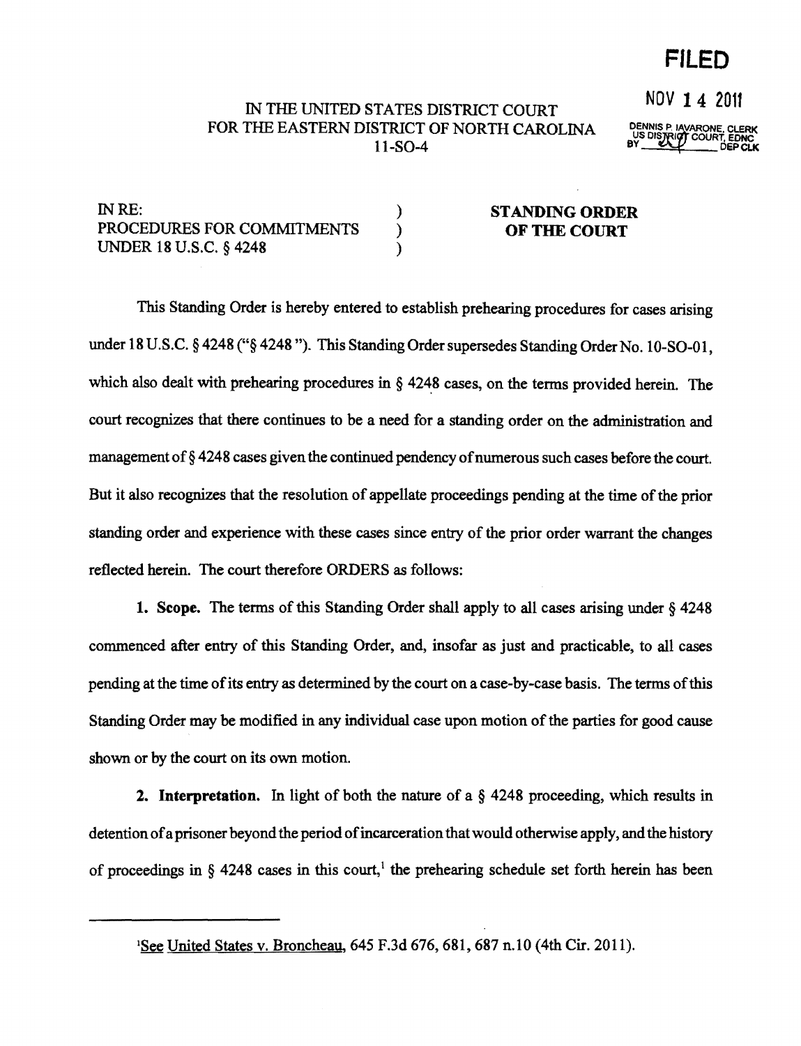**FILED**

NOV 14 2011

DENNIS P. IAVARONE, CLERK
US DISTRICT COURT, EDNC
BY ______ DEP CLK

IN THE UNITED STATES DISTRICT COURT
FOR THE EASTERN DISTRICT OF NORTH CAROLINA
11-SO-4

| | | |
|---|---|---|
| IN RE: | ) | **STANDING ORDER** |
| PROCEDURES FOR COMMITMENTS | ) | **OF THE COURT** |
| UNDER 18 U.S.C. § 4248 | ) | |

This Standing Order is hereby entered to establish prehearing procedures for cases arising under 18 U.S.C. § 4248 ("§ 4248"). This Standing Order supersedes Standing Order No. 10-SO-01, which also dealt with prehearing procedures in § 4248 cases, on the terms provided herein. The court recognizes that there continues to be a need for a standing order on the administration and management of § 4248 cases given the continued pendency of numerous such cases before the court. But it also recognizes that the resolution of appellate proceedings pending at the time of the prior standing order and experience with these cases since entry of the prior order warrant the changes reflected herein. The court therefore ORDERS as follows:

**1. Scope.** The terms of this Standing Order shall apply to all cases arising under § 4248 commenced after entry of this Standing Order, and, insofar as just and practicable, to all cases pending at the time of its entry as determined by the court on a case-by-case basis. The terms of this Standing Order may be modified in any individual case upon motion of the parties for good cause shown or by the court on its own motion.

**2. Interpretation.** In light of both the nature of a § 4248 proceeding, which results in detention of a prisoner beyond the period of incarceration that would otherwise apply, and the history of proceedings in § 4248 cases in this court,[1] the prehearing schedule set forth herein has been

---

[1] See United States v. Broncheau, 645 F.3d 676, 681, 687 n.10 (4th Cir. 2011).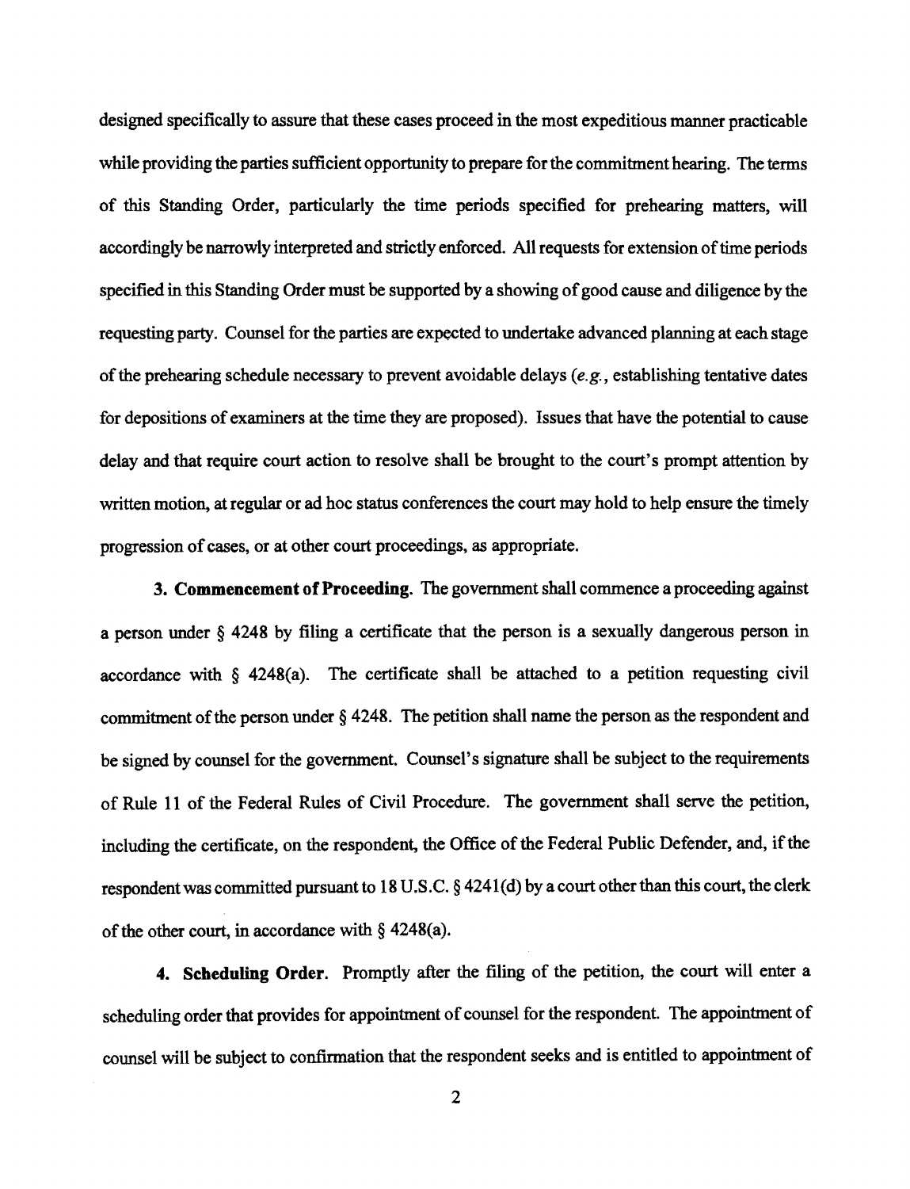designed specifically to assure that these cases proceed in the most expeditious manner practicable while providing the parties sufficient opportunity to prepare for the commitment hearing. The terms of this Standing Order, particularly the time periods specified for prehearing matters, will accordingly be narrowly interpreted and strictly enforced. All requests for extension of time periods specified in this Standing Order must be supported by a showing of good cause and diligence by the requesting party. Counsel for the parties are expected to undertake advanced planning at each stage of the prehearing schedule necessary to prevent avoidable delays (*e.g.*, establishing tentative dates for depositions of examiners at the time they are proposed). Issues that have the potential to cause delay and that require court action to resolve shall be brought to the court's prompt attention by written motion, at regular or ad hoc status conferences the court may hold to help ensure the timely progression of cases, or at other court proceedings, as appropriate.

**3. Commencement of Proceeding.** The government shall commence a proceeding against a person under § 4248 by filing a certificate that the person is a sexually dangerous person in accordance with § 4248(a). The certificate shall be attached to a petition requesting civil commitment of the person under § 4248. The petition shall name the person as the respondent and be signed by counsel for the government. Counsel's signature shall be subject to the requirements of Rule 11 of the Federal Rules of Civil Procedure. The government shall serve the petition, including the certificate, on the respondent, the Office of the Federal Public Defender, and, if the respondent was committed pursuant to 18 U.S.C. § 4241(d) by a court other than this court, the clerk of the other court, in accordance with § 4248(a).

**4. Scheduling Order.** Promptly after the filing of the petition, the court will enter a scheduling order that provides for appointment of counsel for the respondent. The appointment of counsel will be subject to confirmation that the respondent seeks and is entitled to appointment of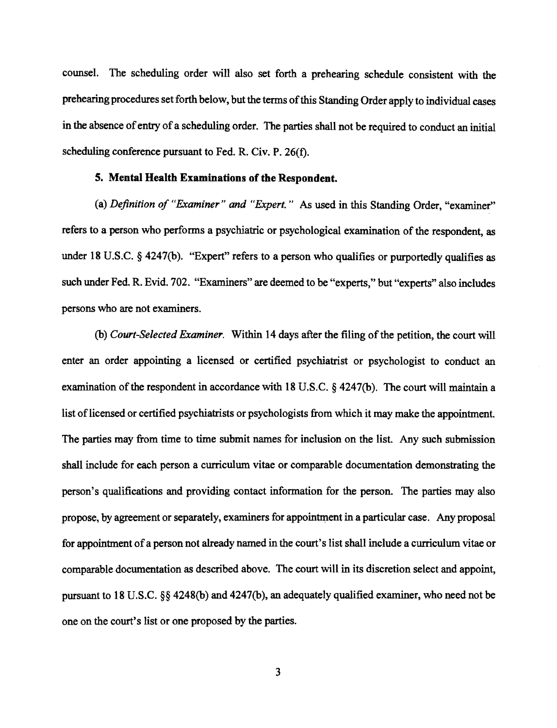counsel. The scheduling order will also set forth a prehearing schedule consistent with the prehearing procedures set forth below, but the terms of this Standing Order apply to individual cases in the absence of entry of a scheduling order. The parties shall not be required to conduct an initial scheduling conference pursuant to Fed. R. Civ. P. 26(f).

**5. Mental Health Examinations of the Respondent.**

(a) *Definition of "Examiner" and "Expert."* As used in this Standing Order, "examiner" refers to a person who performs a psychiatric or psychological examination of the respondent, as under 18 U.S.C. § 4247(b). "Expert" refers to a person who qualifies or purportedly qualifies as such under Fed. R. Evid. 702. "Examiners" are deemed to be "experts," but "experts" also includes persons who are not examiners.

(b) *Court-Selected Examiner.* Within 14 days after the filing of the petition, the court will enter an order appointing a licensed or certified psychiatrist or psychologist to conduct an examination of the respondent in accordance with 18 U.S.C. § 4247(b). The court will maintain a list of licensed or certified psychiatrists or psychologists from which it may make the appointment. The parties may from time to time submit names for inclusion on the list. Any such submission shall include for each person a curriculum vitae or comparable documentation demonstrating the person's qualifications and providing contact information for the person. The parties may also propose, by agreement or separately, examiners for appointment in a particular case. Any proposal for appointment of a person not already named in the court's list shall include a curriculum vitae or comparable documentation as described above. The court will in its discretion select and appoint, pursuant to 18 U.S.C. §§ 4248(b) and 4247(b), an adequately qualified examiner, who need not be one on the court's list or one proposed by the parties.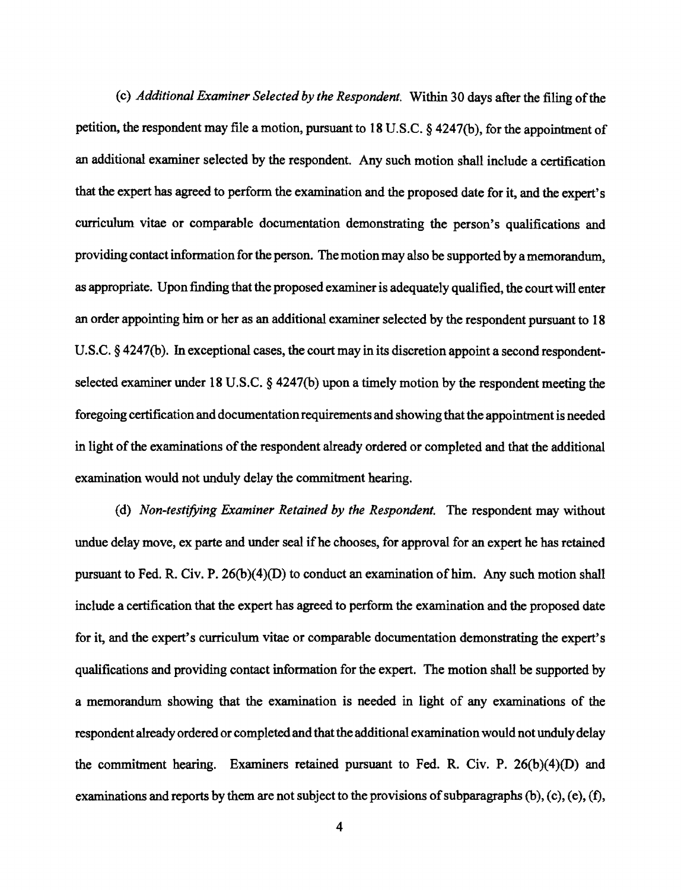(c) *Additional Examiner Selected by the Respondent.* Within 30 days after the filing of the petition, the respondent may file a motion, pursuant to 18 U.S.C. § 4247(b), for the appointment of an additional examiner selected by the respondent. Any such motion shall include a certification that the expert has agreed to perform the examination and the proposed date for it, and the expert's curriculum vitae or comparable documentation demonstrating the person's qualifications and providing contact information for the person. The motion may also be supported by a memorandum, as appropriate. Upon finding that the proposed examiner is adequately qualified, the court will enter an order appointing him or her as an additional examiner selected by the respondent pursuant to 18 U.S.C. § 4247(b). In exceptional cases, the court may in its discretion appoint a second respondent-selected examiner under 18 U.S.C. § 4247(b) upon a timely motion by the respondent meeting the foregoing certification and documentation requirements and showing that the appointment is needed in light of the examinations of the respondent already ordered or completed and that the additional examination would not unduly delay the commitment hearing.

(d) *Non-testifying Examiner Retained by the Respondent.* The respondent may without undue delay move, ex parte and under seal if he chooses, for approval for an expert he has retained pursuant to Fed. R. Civ. P. 26(b)(4)(D) to conduct an examination of him. Any such motion shall include a certification that the expert has agreed to perform the examination and the proposed date for it, and the expert's curriculum vitae or comparable documentation demonstrating the expert's qualifications and providing contact information for the expert. The motion shall be supported by a memorandum showing that the examination is needed in light of any examinations of the respondent already ordered or completed and that the additional examination would not unduly delay the commitment hearing. Examiners retained pursuant to Fed. R. Civ. P. 26(b)(4)(D) and examinations and reports by them are not subject to the provisions of subparagraphs (b), (c), (e), (f),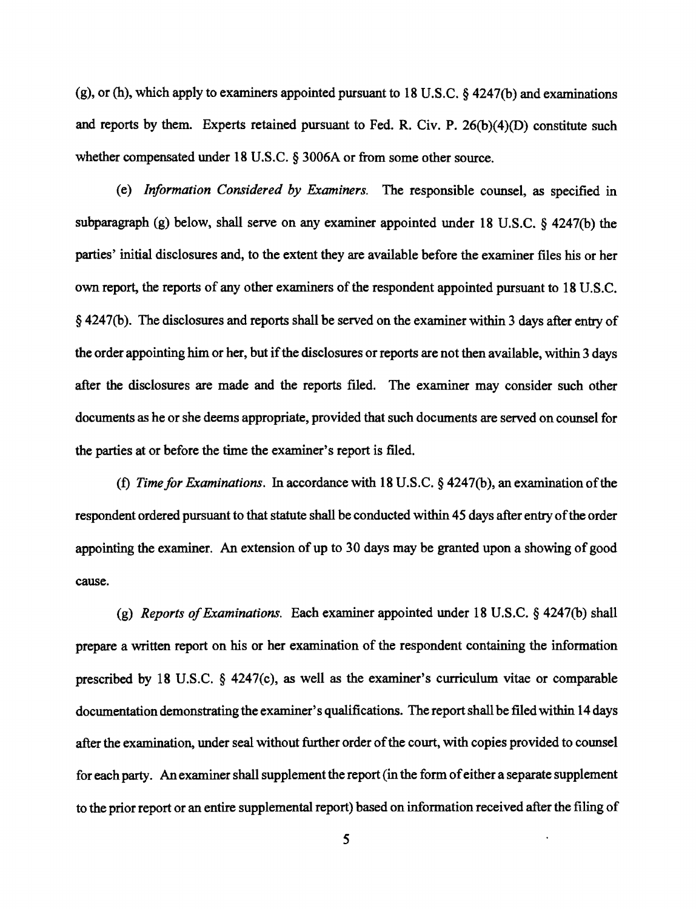(g), or (h), which apply to examiners appointed pursuant to 18 U.S.C. § 4247(b) and examinations and reports by them. Experts retained pursuant to Fed. R. Civ. P. 26(b)(4)(D) constitute such whether compensated under 18 U.S.C. § 3006A or from some other source.

(e) *Information Considered by Examiners.* The responsible counsel, as specified in subparagraph (g) below, shall serve on any examiner appointed under 18 U.S.C. § 4247(b) the parties' initial disclosures and, to the extent they are available before the examiner files his or her own report, the reports of any other examiners of the respondent appointed pursuant to 18 U.S.C. § 4247(b). The disclosures and reports shall be served on the examiner within 3 days after entry of the order appointing him or her, but if the disclosures or reports are not then available, within 3 days after the disclosures are made and the reports filed. The examiner may consider such other documents as he or she deems appropriate, provided that such documents are served on counsel for the parties at or before the time the examiner's report is filed.

(f) *Time for Examinations.* In accordance with 18 U.S.C. § 4247(b), an examination of the respondent ordered pursuant to that statute shall be conducted within 45 days after entry of the order appointing the examiner. An extension of up to 30 days may be granted upon a showing of good cause.

(g) *Reports of Examinations.* Each examiner appointed under 18 U.S.C. § 4247(b) shall prepare a written report on his or her examination of the respondent containing the information prescribed by 18 U.S.C. § 4247(c), as well as the examiner's curriculum vitae or comparable documentation demonstrating the examiner's qualifications. The report shall be filed within 14 days after the examination, under seal without further order of the court, with copies provided to counsel for each party. An examiner shall supplement the report (in the form of either a separate supplement to the prior report or an entire supplemental report) based on information received after the filing of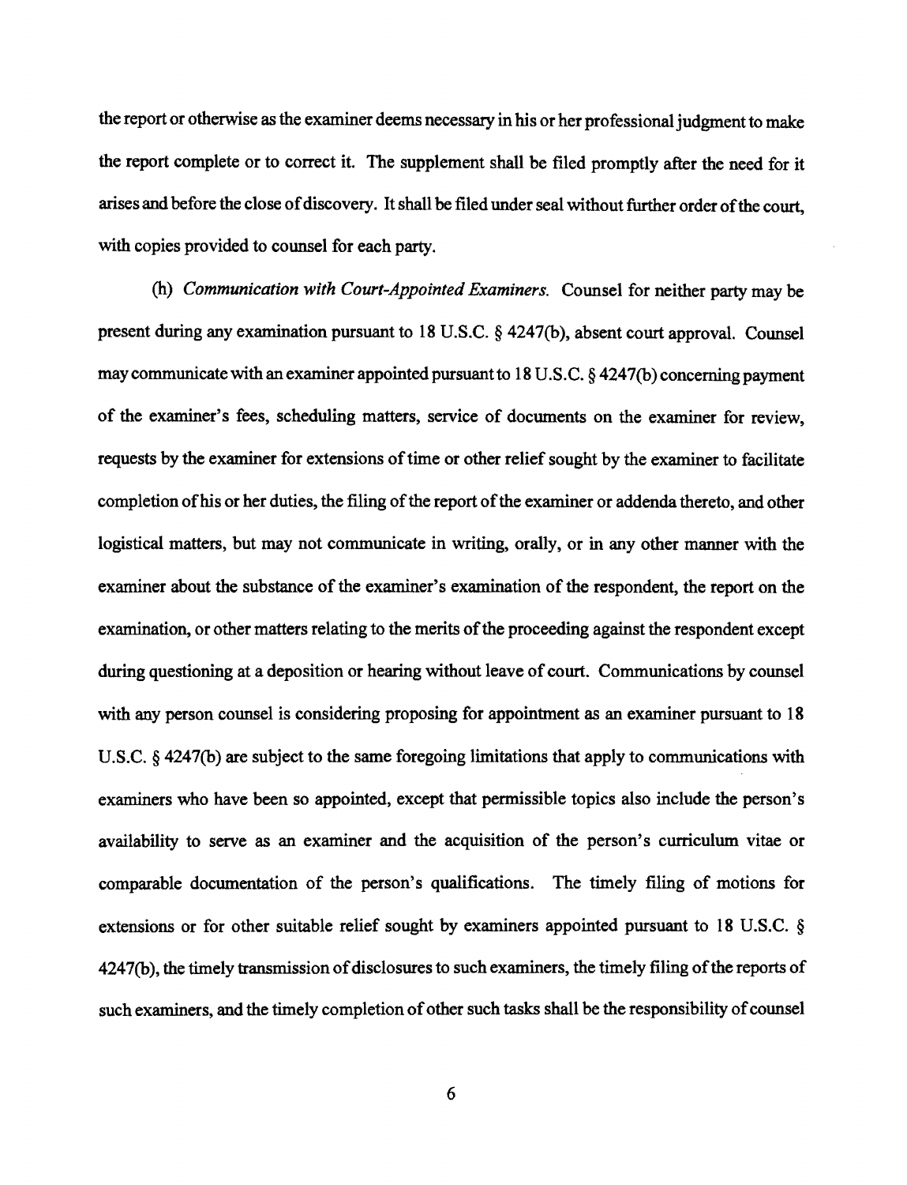the report or otherwise as the examiner deems necessary in his or her professional judgment to make the report complete or to correct it. The supplement shall be filed promptly after the need for it arises and before the close of discovery. It shall be filed under seal without further order of the court, with copies provided to counsel for each party.

(h) *Communication with Court-Appointed Examiners.* Counsel for neither party may be present during any examination pursuant to 18 U.S.C. § 4247(b), absent court approval. Counsel may communicate with an examiner appointed pursuant to 18 U.S.C. § 4247(b) concerning payment of the examiner's fees, scheduling matters, service of documents on the examiner for review, requests by the examiner for extensions of time or other relief sought by the examiner to facilitate completion of his or her duties, the filing of the report of the examiner or addenda thereto, and other logistical matters, but may not communicate in writing, orally, or in any other manner with the examiner about the substance of the examiner's examination of the respondent, the report on the examination, or other matters relating to the merits of the proceeding against the respondent except during questioning at a deposition or hearing without leave of court. Communications by counsel with any person counsel is considering proposing for appointment as an examiner pursuant to 18 U.S.C. § 4247(b) are subject to the same foregoing limitations that apply to communications with examiners who have been so appointed, except that permissible topics also include the person's availability to serve as an examiner and the acquisition of the person's curriculum vitae or comparable documentation of the person's qualifications. The timely filing of motions for extensions or for other suitable relief sought by examiners appointed pursuant to 18 U.S.C. § 4247(b), the timely transmission of disclosures to such examiners, the timely filing of the reports of such examiners, and the timely completion of other such tasks shall be the responsibility of counsel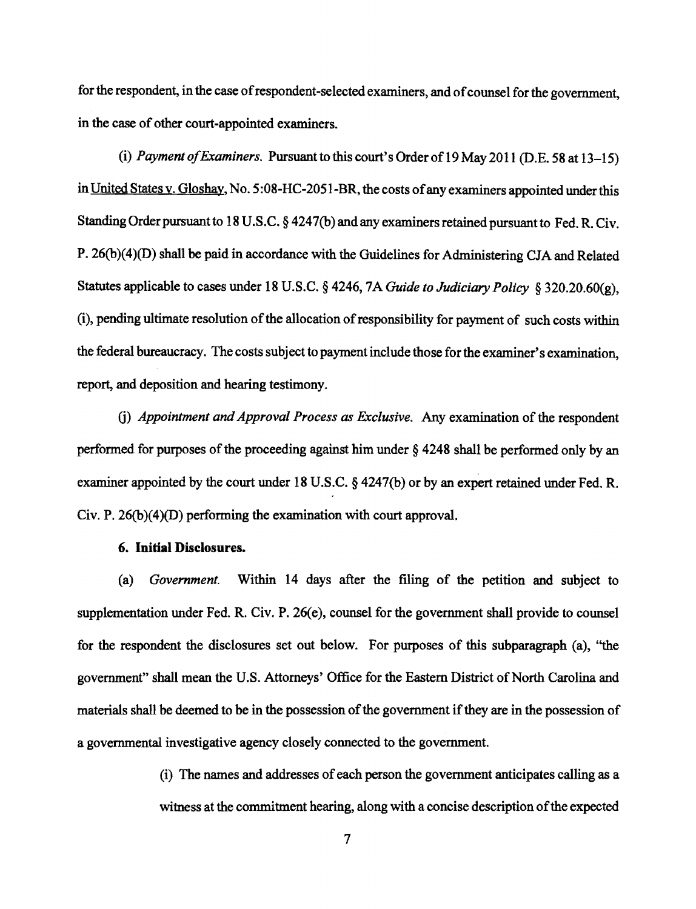for the respondent, in the case of respondent-selected examiners, and of counsel for the government, in the case of other court-appointed examiners.

(i) *Payment of Examiners.* Pursuant to this court's Order of 19 May 2011 (D.E. 58 at 13–15) in United States v. Gloshay, No. 5:08-HC-2051-BR, the costs of any examiners appointed under this Standing Order pursuant to 18 U.S.C. § 4247(b) and any examiners retained pursuant to Fed. R. Civ. P. 26(b)(4)(D) shall be paid in accordance with the Guidelines for Administering CJA and Related Statutes applicable to cases under 18 U.S.C. § 4246, 7A *Guide to Judiciary Policy* § 320.20.60(g), (i), pending ultimate resolution of the allocation of responsibility for payment of such costs within the federal bureaucracy. The costs subject to payment include those for the examiner's examination, report, and deposition and hearing testimony.

(j) *Appointment and Approval Process as Exclusive.* Any examination of the respondent performed for purposes of the proceeding against him under § 4248 shall be performed only by an examiner appointed by the court under 18 U.S.C. § 4247(b) or by an expert retained under Fed. R. Civ. P. 26(b)(4)(D) performing the examination with court approval.

**6. Initial Disclosures.**

(a) *Government.* Within 14 days after the filing of the petition and subject to supplementation under Fed. R. Civ. P. 26(e), counsel for the government shall provide to counsel for the respondent the disclosures set out below. For purposes of this subparagraph (a), "the government" shall mean the U.S. Attorneys' Office for the Eastern District of North Carolina and materials shall be deemed to be in the possession of the government if they are in the possession of a governmental investigative agency closely connected to the government.

(i) The names and addresses of each person the government anticipates calling as a witness at the commitment hearing, along with a concise description of the expected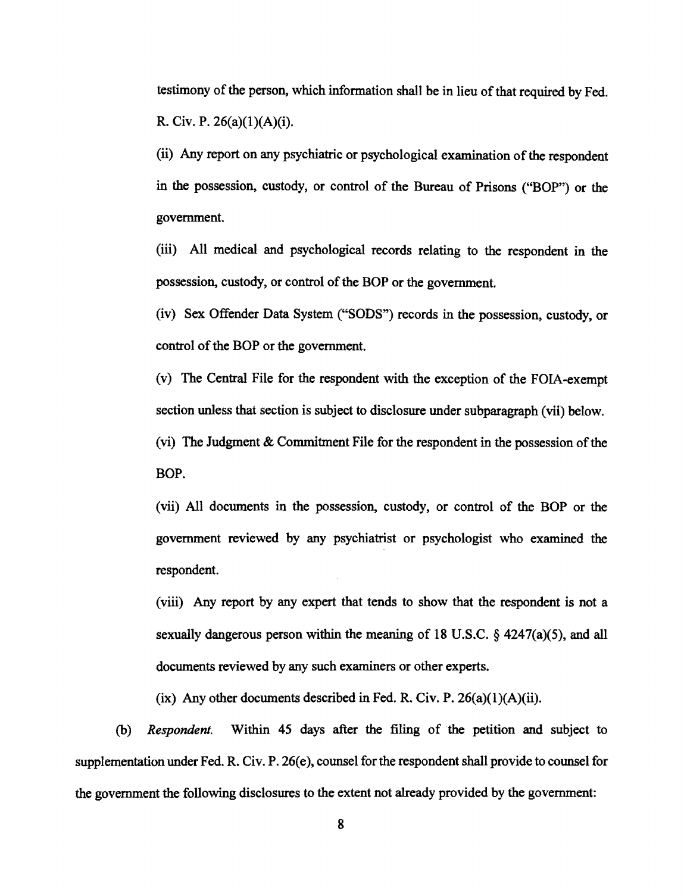testimony of the person, which information shall be in lieu of that required by Fed. R. Civ. P. 26(a)(1)(A)(i).

(ii) Any report on any psychiatric or psychological examination of the respondent in the possession, custody, or control of the Bureau of Prisons ("BOP") or the government.

(iii) All medical and psychological records relating to the respondent in the possession, custody, or control of the BOP or the government.

(iv) Sex Offender Data System ("SODS") records in the possession, custody, or control of the BOP or the government.

(v) The Central File for the respondent with the exception of the FOIA-exempt section unless that section is subject to disclosure under subparagraph (vii) below.

(vi) The Judgment & Commitment File for the respondent in the possession of the BOP.

(vii) All documents in the possession, custody, or control of the BOP or the government reviewed by any psychiatrist or psychologist who examined the respondent.

(viii) Any report by any expert that tends to show that the respondent is not a sexually dangerous person within the meaning of 18 U.S.C. § 4247(a)(5), and all documents reviewed by any such examiners or other experts.

(ix) Any other documents described in Fed. R. Civ. P. 26(a)(1)(A)(ii).

(b) *Respondent.* Within 45 days after the filing of the petition and subject to supplementation under Fed. R. Civ. P. 26(e), counsel for the respondent shall provide to counsel for the government the following disclosures to the extent not already provided by the government: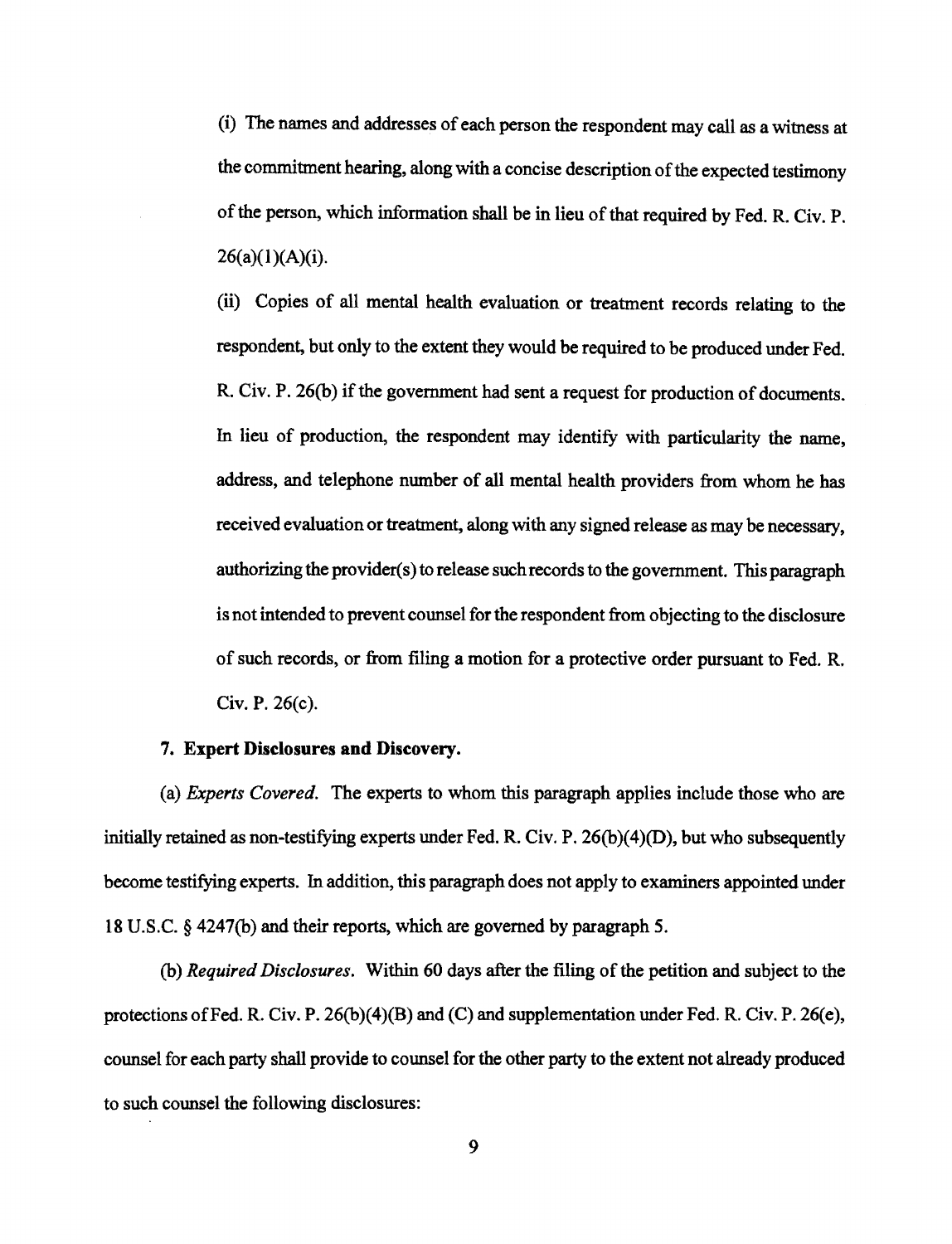(i) The names and addresses of each person the respondent may call as a witness at the commitment hearing, along with a concise description of the expected testimony of the person, which information shall be in lieu of that required by Fed. R. Civ. P. 26(a)(1)(A)(i).

(ii) Copies of all mental health evaluation or treatment records relating to the respondent, but only to the extent they would be required to be produced under Fed. R. Civ. P. 26(b) if the government had sent a request for production of documents. In lieu of production, the respondent may identify with particularity the name, address, and telephone number of all mental health providers from whom he has received evaluation or treatment, along with any signed release as may be necessary, authorizing the provider(s) to release such records to the government. This paragraph is not intended to prevent counsel for the respondent from objecting to the disclosure of such records, or from filing a motion for a protective order pursuant to Fed. R. Civ. P. 26(c).

**7. Expert Disclosures and Discovery.**

(a) *Experts Covered.* The experts to whom this paragraph applies include those who are initially retained as non-testifying experts under Fed. R. Civ. P. 26(b)(4)(D), but who subsequently become testifying experts. In addition, this paragraph does not apply to examiners appointed under 18 U.S.C. § 4247(b) and their reports, which are governed by paragraph 5.

(b) *Required Disclosures.* Within 60 days after the filing of the petition and subject to the protections of Fed. R. Civ. P. 26(b)(4)(B) and (C) and supplementation under Fed. R. Civ. P. 26(e), counsel for each party shall provide to counsel for the other party to the extent not already produced to such counsel the following disclosures: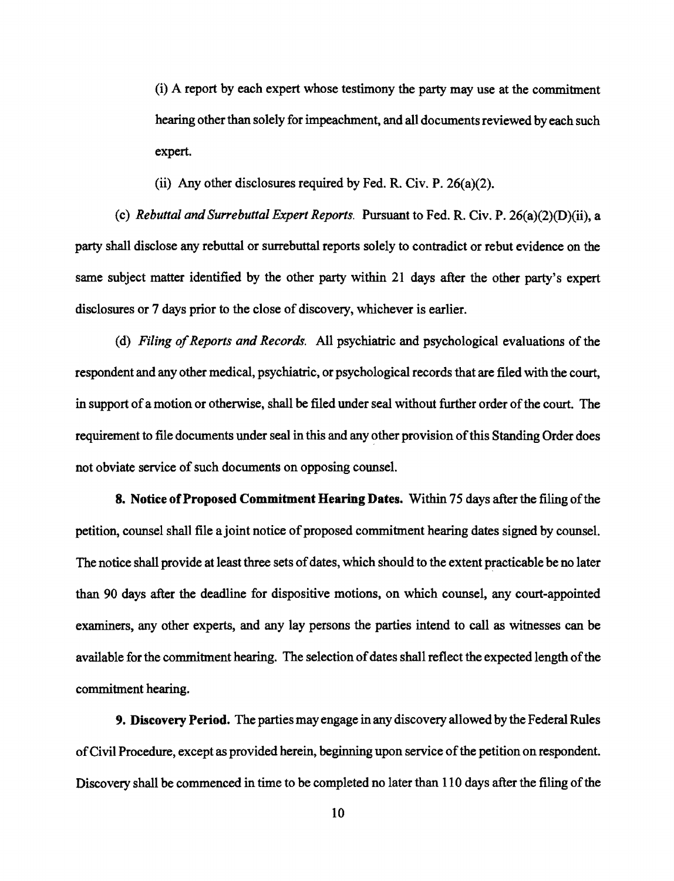(i) A report by each expert whose testimony the party may use at the commitment hearing other than solely for impeachment, and all documents reviewed by each such expert.

(ii) Any other disclosures required by Fed. R. Civ. P. 26(a)(2).

(c) *Rebuttal and Surrebuttal Expert Reports.* Pursuant to Fed. R. Civ. P. 26(a)(2)(D)(ii), a party shall disclose any rebuttal or surrebuttal reports solely to contradict or rebut evidence on the same subject matter identified by the other party within 21 days after the other party's expert disclosures or 7 days prior to the close of discovery, whichever is earlier.

(d) *Filing of Reports and Records.* All psychiatric and psychological evaluations of the respondent and any other medical, psychiatric, or psychological records that are filed with the court, in support of a motion or otherwise, shall be filed under seal without further order of the court. The requirement to file documents under seal in this and any other provision of this Standing Order does not obviate service of such documents on opposing counsel.

**8. Notice of Proposed Commitment Hearing Dates.** Within 75 days after the filing of the petition, counsel shall file a joint notice of proposed commitment hearing dates signed by counsel. The notice shall provide at least three sets of dates, which should to the extent practicable be no later than 90 days after the deadline for dispositive motions, on which counsel, any court-appointed examiners, any other experts, and any lay persons the parties intend to call as witnesses can be available for the commitment hearing. The selection of dates shall reflect the expected length of the commitment hearing.

**9. Discovery Period.** The parties may engage in any discovery allowed by the Federal Rules of Civil Procedure, except as provided herein, beginning upon service of the petition on respondent. Discovery shall be commenced in time to be completed no later than 110 days after the filing of the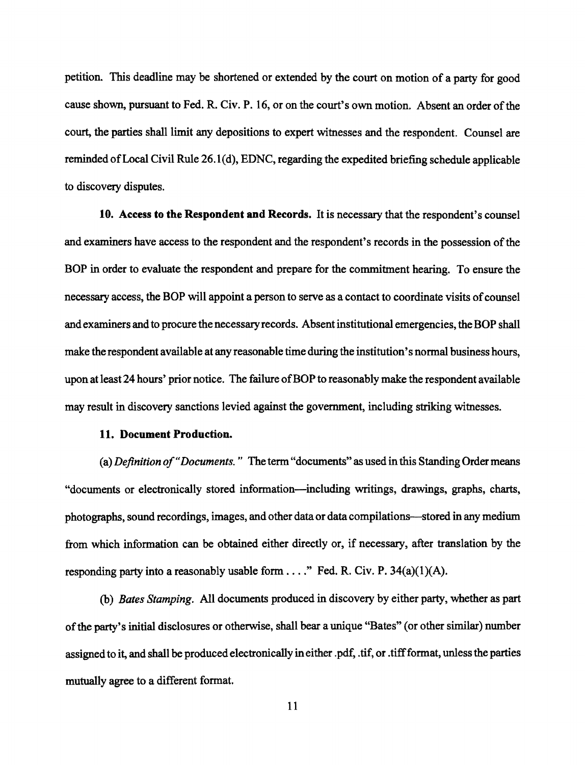petition. This deadline may be shortened or extended by the court on motion of a party for good cause shown, pursuant to Fed. R. Civ. P. 16, or on the court's own motion. Absent an order of the court, the parties shall limit any depositions to expert witnesses and the respondent. Counsel are reminded of Local Civil Rule 26.1(d), EDNC, regarding the expedited briefing schedule applicable to discovery disputes.

**10. Access to the Respondent and Records.** It is necessary that the respondent's counsel and examiners have access to the respondent and the respondent's records in the possession of the BOP in order to evaluate the respondent and prepare for the commitment hearing. To ensure the necessary access, the BOP will appoint a person to serve as a contact to coordinate visits of counsel and examiners and to procure the necessary records. Absent institutional emergencies, the BOP shall make the respondent available at any reasonable time during the institution's normal business hours, upon at least 24 hours' prior notice. The failure of BOP to reasonably make the respondent available may result in discovery sanctions levied against the government, including striking witnesses.

**11. Document Production.**

(a) *Definition of "Documents."* The term "documents" as used in this Standing Order means "documents or electronically stored information—including writings, drawings, graphs, charts, photographs, sound recordings, images, and other data or data compilations—stored in any medium from which information can be obtained either directly or, if necessary, after translation by the responding party into a reasonably usable form . . . ." Fed. R. Civ. P. 34(a)(1)(A).

(b) *Bates Stamping.* All documents produced in discovery by either party, whether as part of the party's initial disclosures or otherwise, shall bear a unique "Bates" (or other similar) number assigned to it, and shall be produced electronically in either .pdf, .tif, or .tiff format, unless the parties mutually agree to a different format.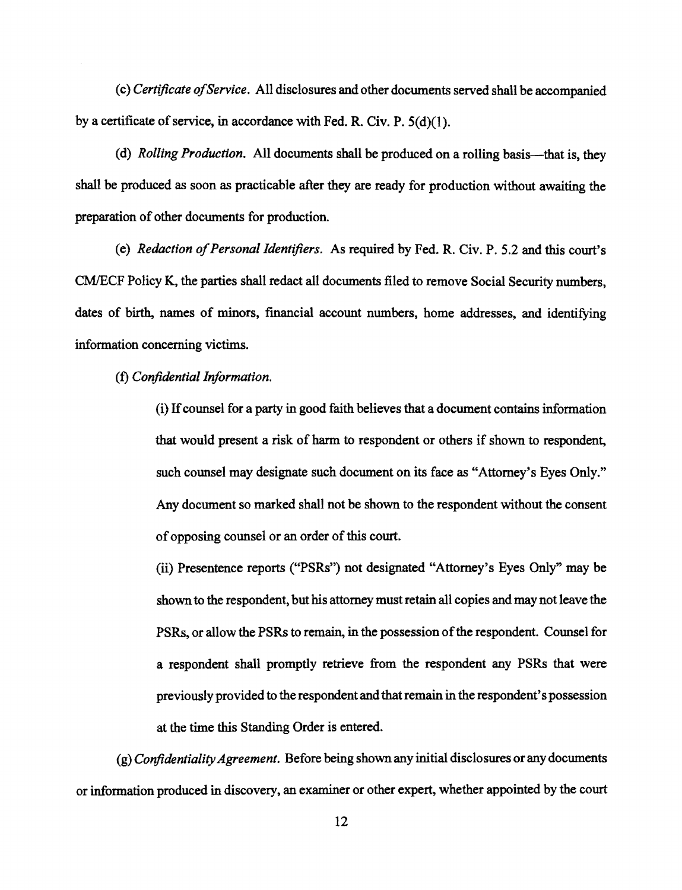(c) *Certificate of Service*. All disclosures and other documents served shall be accompanied by a certificate of service, in accordance with Fed. R. Civ. P. 5(d)(1).

(d) *Rolling Production*. All documents shall be produced on a rolling basis—that is, they shall be produced as soon as practicable after they are ready for production without awaiting the preparation of other documents for production.

(e) *Redaction of Personal Identifiers*. As required by Fed. R. Civ. P. 5.2 and this court's CM/ECF Policy K, the parties shall redact all documents filed to remove Social Security numbers, dates of birth, names of minors, financial account numbers, home addresses, and identifying information concerning victims.

(f) *Confidential Information*.

> (i) If counsel for a party in good faith believes that a document contains information that would present a risk of harm to respondent or others if shown to respondent, such counsel may designate such document on its face as "Attorney's Eyes Only." Any document so marked shall not be shown to the respondent without the consent of opposing counsel or an order of this court.
>
> (ii) Presentence reports ("PSRs") not designated "Attorney's Eyes Only" may be shown to the respondent, but his attorney must retain all copies and may not leave the PSRs, or allow the PSRs to remain, in the possession of the respondent. Counsel for a respondent shall promptly retrieve from the respondent any PSRs that were previously provided to the respondent and that remain in the respondent's possession at the time this Standing Order is entered.

(g) *Confidentiality Agreement*. Before being shown any initial disclosures or any documents or information produced in discovery, an examiner or other expert, whether appointed by the court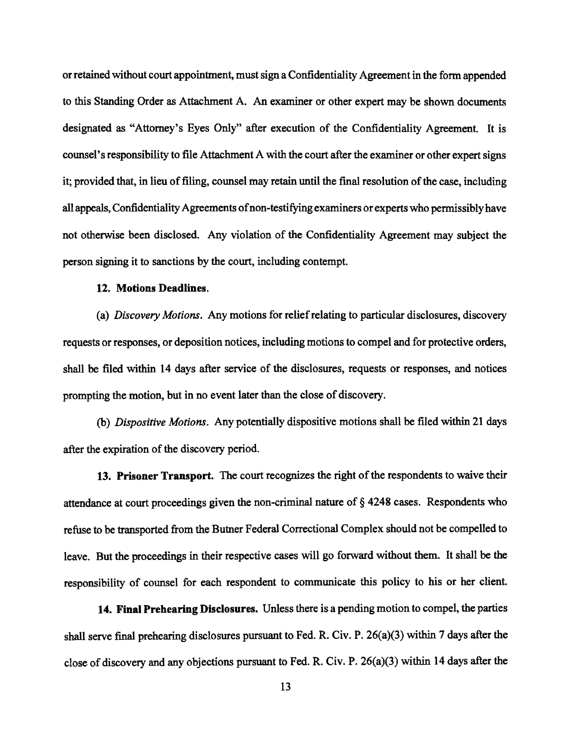or retained without court appointment, must sign a Confidentiality Agreement in the form appended to this Standing Order as Attachment A. An examiner or other expert may be shown documents designated as "Attorney's Eyes Only" after execution of the Confidentiality Agreement. It is counsel's responsibility to file Attachment A with the court after the examiner or other expert signs it; provided that, in lieu of filing, counsel may retain until the final resolution of the case, including all appeals, Confidentiality Agreements of non-testifying examiners or experts who permissibly have not otherwise been disclosed. Any violation of the Confidentiality Agreement may subject the person signing it to sanctions by the court, including contempt.

**12. Motions Deadlines.**

(a) *Discovery Motions*. Any motions for relief relating to particular disclosures, discovery requests or responses, or deposition notices, including motions to compel and for protective orders, shall be filed within 14 days after service of the disclosures, requests or responses, and notices prompting the motion, but in no event later than the close of discovery.

(b) *Dispositive Motions*. Any potentially dispositive motions shall be filed within 21 days after the expiration of the discovery period.

**13. Prisoner Transport.** The court recognizes the right of the respondents to waive their attendance at court proceedings given the non-criminal nature of § 4248 cases. Respondents who refuse to be transported from the Butner Federal Correctional Complex should not be compelled to leave. But the proceedings in their respective cases will go forward without them. It shall be the responsibility of counsel for each respondent to communicate this policy to his or her client.

**14. Final Prehearing Disclosures.** Unless there is a pending motion to compel, the parties shall serve final prehearing disclosures pursuant to Fed. R. Civ. P. 26(a)(3) within 7 days after the close of discovery and any objections pursuant to Fed. R. Civ. P. 26(a)(3) within 14 days after the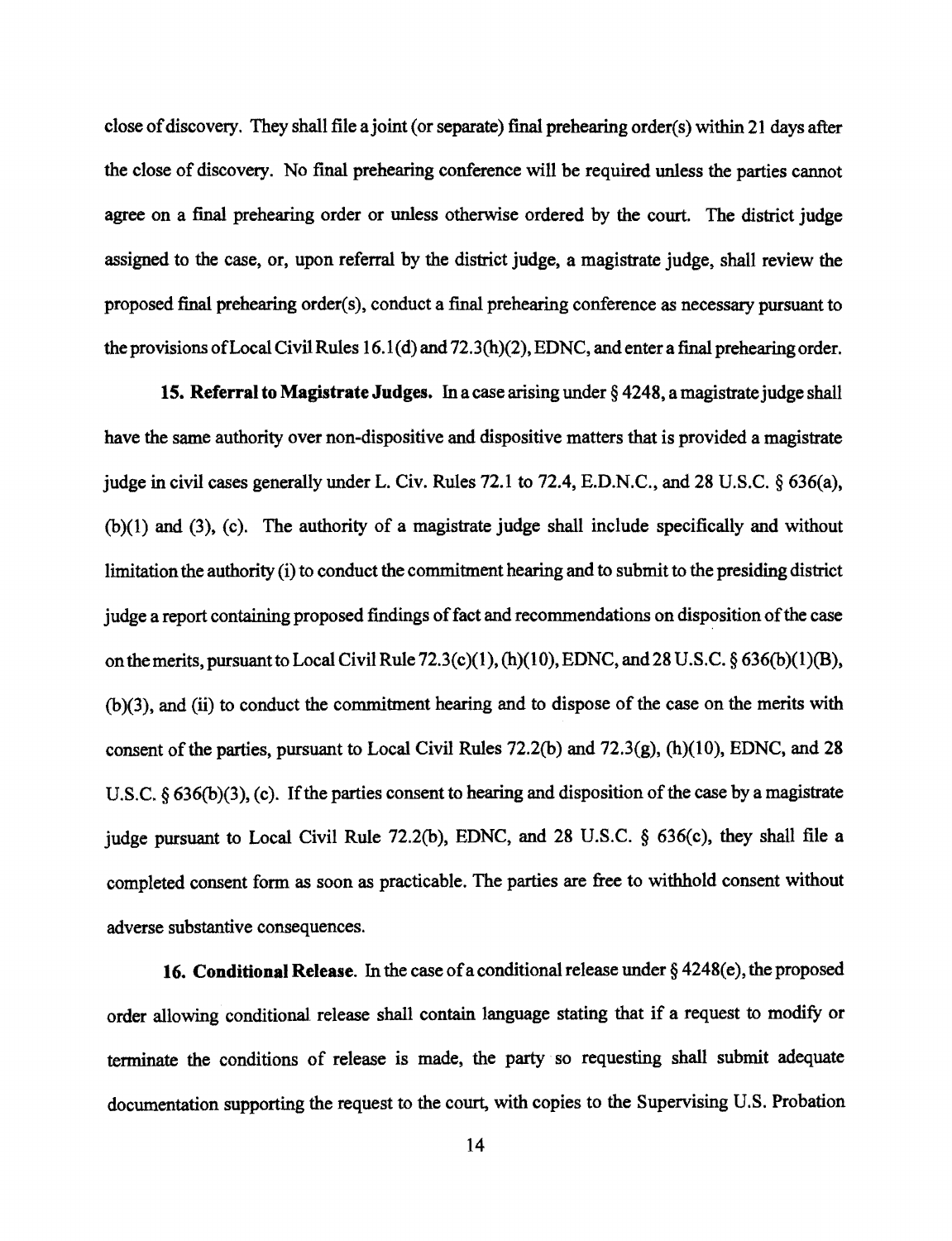close of discovery. They shall file a joint (or separate) final prehearing order(s) within 21 days after the close of discovery. No final prehearing conference will be required unless the parties cannot agree on a final prehearing order or unless otherwise ordered by the court. The district judge assigned to the case, or, upon referral by the district judge, a magistrate judge, shall review the proposed final prehearing order(s), conduct a final prehearing conference as necessary pursuant to the provisions of Local Civil Rules 16.1(d) and 72.3(h)(2), EDNC, and enter a final prehearing order.

**15. Referral to Magistrate Judges.** In a case arising under § 4248, a magistrate judge shall have the same authority over non-dispositive and dispositive matters that is provided a magistrate judge in civil cases generally under L. Civ. Rules 72.1 to 72.4, E.D.N.C., and 28 U.S.C. § 636(a), (b)(1) and (3), (c). The authority of a magistrate judge shall include specifically and without limitation the authority (i) to conduct the commitment hearing and to submit to the presiding district judge a report containing proposed findings of fact and recommendations on disposition of the case on the merits, pursuant to Local Civil Rule 72.3(c)(1), (h)(10), EDNC, and 28 U.S.C. § 636(b)(1)(B), (b)(3), and (ii) to conduct the commitment hearing and to dispose of the case on the merits with consent of the parties, pursuant to Local Civil Rules 72.2(b) and 72.3(g), (h)(10), EDNC, and 28 U.S.C. § 636(b)(3), (c). If the parties consent to hearing and disposition of the case by a magistrate judge pursuant to Local Civil Rule 72.2(b), EDNC, and 28 U.S.C. § 636(c), they shall file a completed consent form as soon as practicable. The parties are free to withhold consent without adverse substantive consequences.

**16. Conditional Release.** In the case of a conditional release under § 4248(e), the proposed order allowing conditional release shall contain language stating that if a request to modify or terminate the conditions of release is made, the party so requesting shall submit adequate documentation supporting the request to the court, with copies to the Supervising U.S. Probation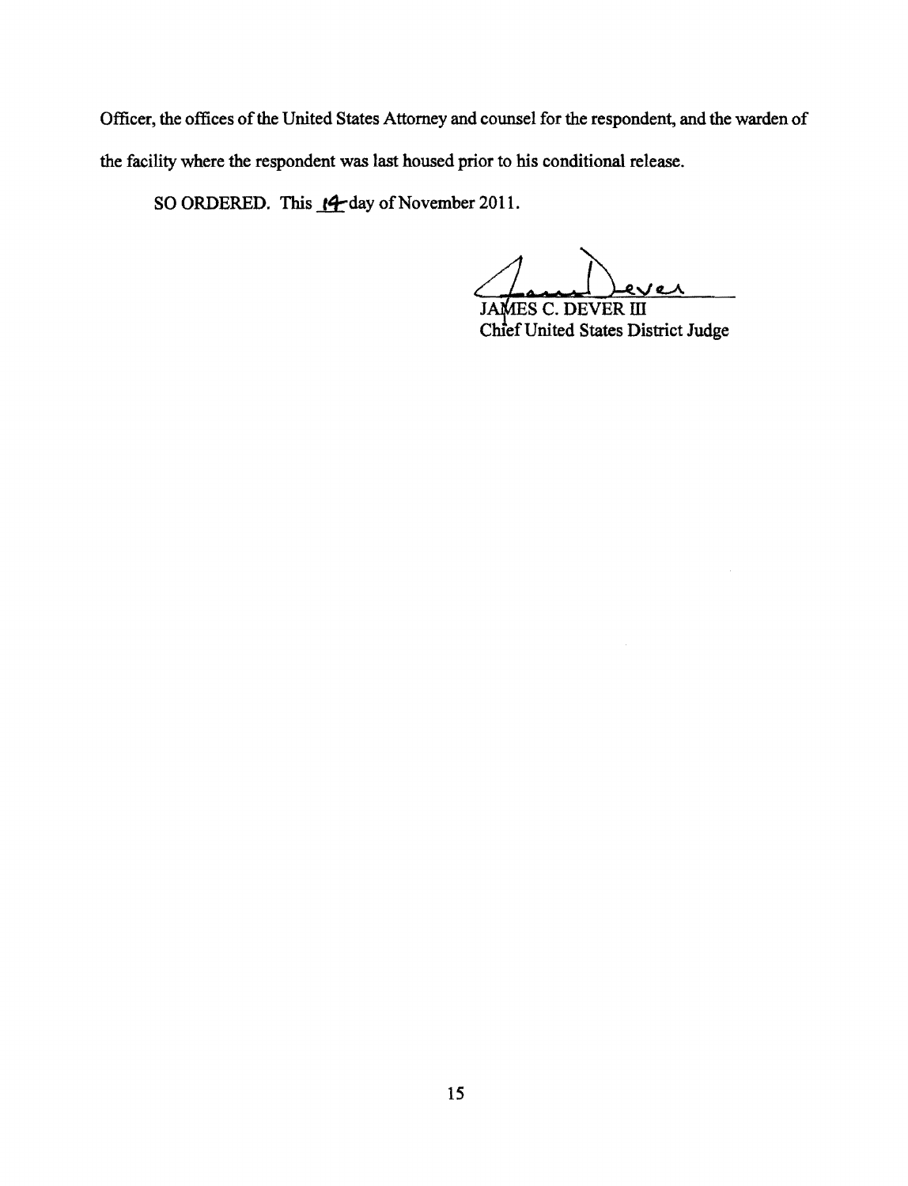Officer, the offices of the United States Attorney and counsel for the respondent, and the warden of the facility where the respondent was last housed prior to his conditional release.

SO ORDERED. This 14 day of November 2011.

JAMES C. DEVER III
Chief United States District Judge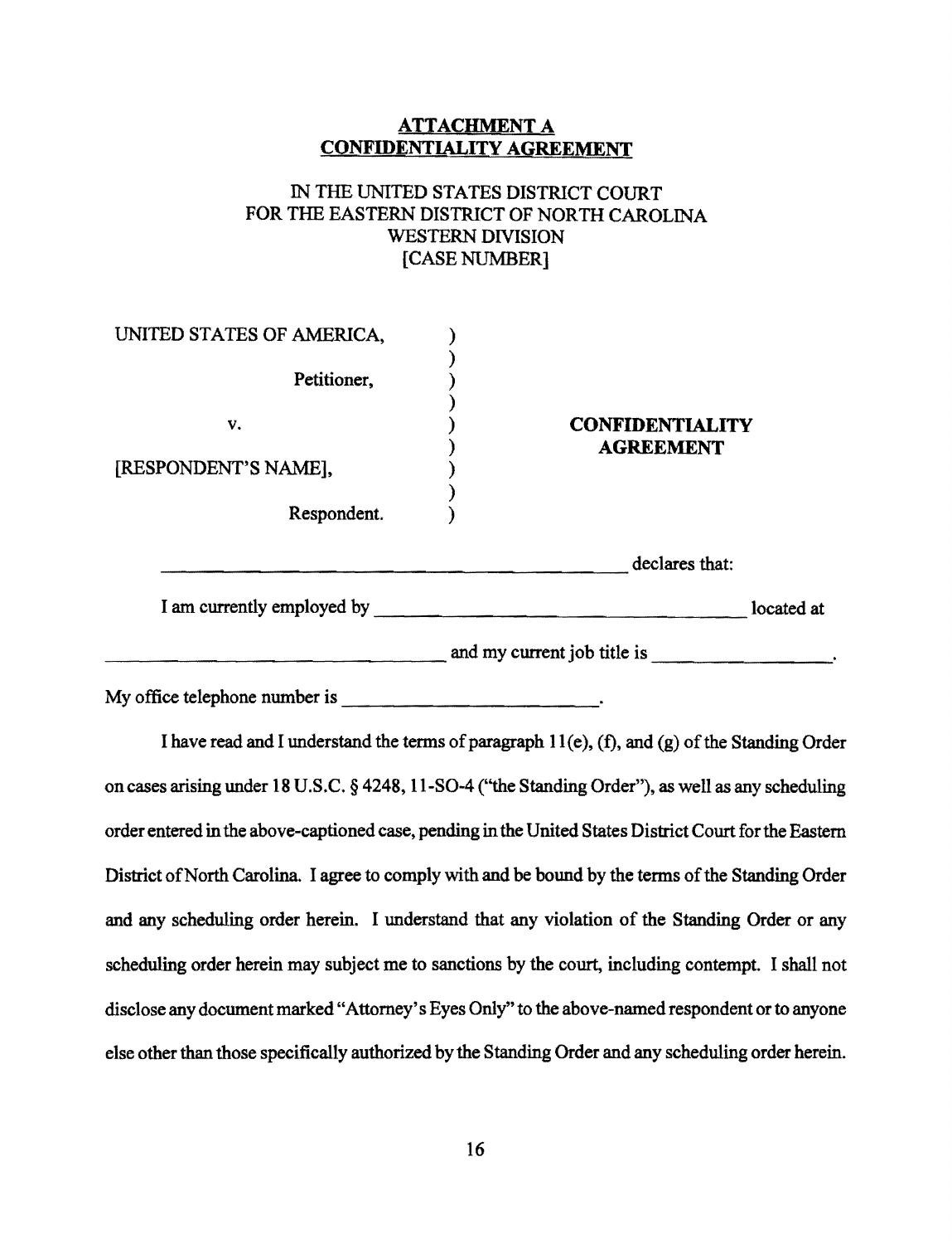**ATTACHMENT A**
**CONFIDENTIALITY AGREEMENT**

IN THE UNITED STATES DISTRICT COURT
FOR THE EASTERN DISTRICT OF NORTH CAROLINA
WESTERN DIVISION
[CASE NUMBER]

| | | |
|---|---|---|
| UNITED STATES OF AMERICA,<br><br>Petitioner,<br><br>v.<br><br>[RESPONDENT'S NAME],<br><br>Respondent. | ) | **CONFIDENTIALITY AGREEMENT** |

_______________________________________________ declares that:

I am currently employed by ____________________________________ located at ____________________________________ and my current job title is __________________.

My office telephone number is __________________________.

I have read and I understand the terms of paragraph 11(e), (f), and (g) of the Standing Order on cases arising under 18 U.S.C. § 4248, 11-SO-4 ("the Standing Order"), as well as any scheduling order entered in the above-captioned case, pending in the United States District Court for the Eastern District of North Carolina. I agree to comply with and be bound by the terms of the Standing Order and any scheduling order herein. I understand that any violation of the Standing Order or any scheduling order herein may subject me to sanctions by the court, including contempt. I shall not disclose any document marked "Attorney's Eyes Only" to the above-named respondent or to anyone else other than those specifically authorized by the Standing Order and any scheduling order herein.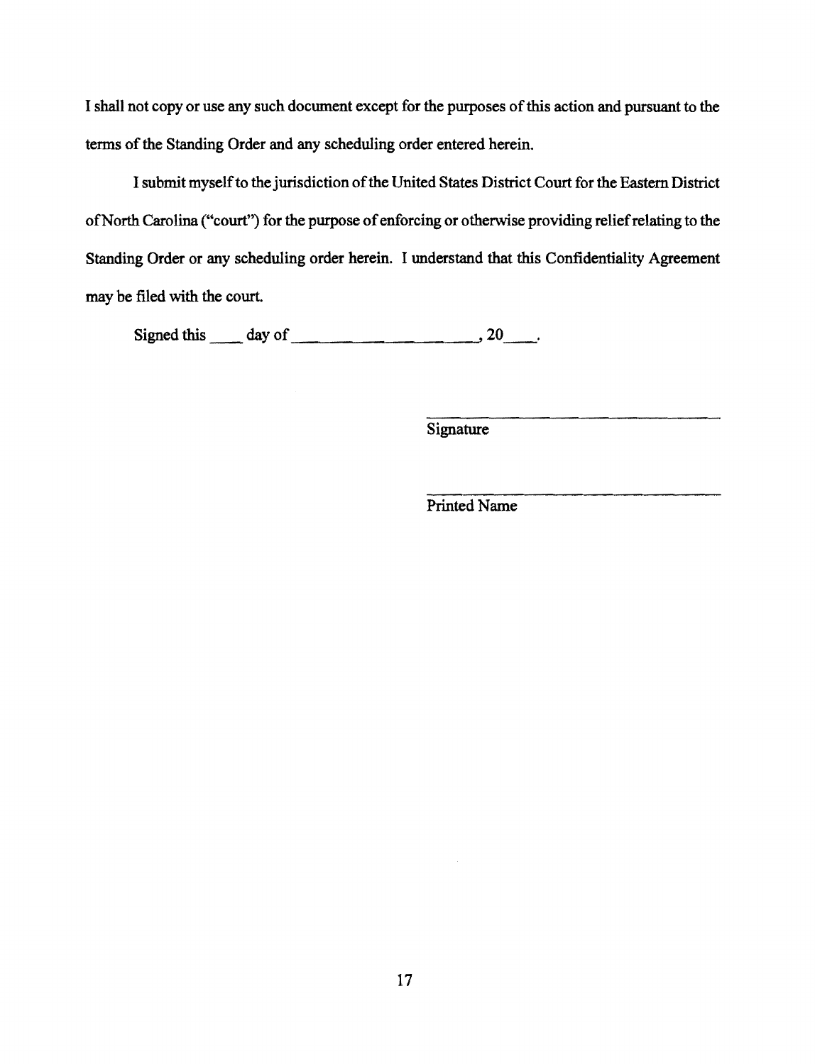I shall not copy or use any such document except for the purposes of this action and pursuant to the terms of the Standing Order and any scheduling order entered herein.

I submit myself to the jurisdiction of the United States District Court for the Eastern District of North Carolina ("court") for the purpose of enforcing or otherwise providing relief relating to the Standing Order or any scheduling order herein. I understand that this Confidentiality Agreement may be filed with the court.

Signed this ____ day of ____________________, 20____.

______________________________
Signature

______________________________
Printed Name